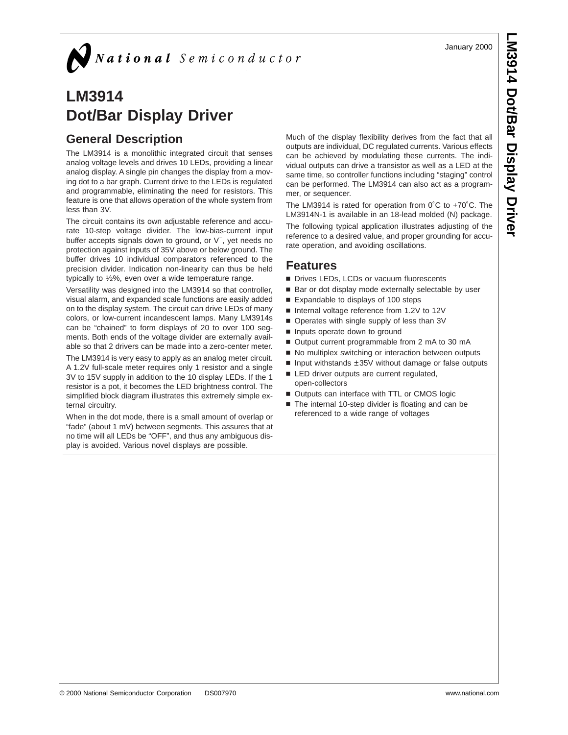National Semiconductor

January 2000

# LM3914 Dot/Bar Display Driver

## General Description

The LM3914 is a monolithic integrated circuit that senses analog voltage levels and drives 10 LEDs, providing a linear analog display. A single pin changes the display from a moving dot to a bar graph. Current drive to the LEDs is regulated and programmable, eliminating the need for resistors. This feature is one that allows operation of the whole system from less than 3V.

The circuit contains its own adjustable reference and accurate 10-step voltage divider. The low-bias-current input buffer accepts signals down to ground, or $V^-$, yet needs no protection against inputs of 35V above or below ground. The buffer drives 10 individual comparators referenced to the precision divider. Indication non-linearity can thus be held typically to ½%, even over a wide temperature range.

Versatility was designed into the LM3914 so that controller, visual alarm, and expanded scale functions are easily added on to the display system. The circuit can drive LEDs of many colors, or low-current incandescent lamps. Many LM3914s can be "chained" to form displays of 20 to over 100 segments. Both ends of the voltage divider are externally available so that 2 drivers can be made into a zero-center meter.

The LM3914 is very easy to apply as an analog meter circuit. A 1.2V full-scale meter requires only 1 resistor and a single 3V to 15V supply in addition to the 10 display LEDs. If the 1 resistor is a pot, it becomes the LED brightness control. The simplified block diagram illustrates this extremely simple external circuitry.

When in the dot mode, there is a small amount of overlap or "fade" (about 1 mV) between segments. This assures that at no time will all LEDs be "OFF", and thus any ambiguous display is avoided. Various novel displays are possible.

Much of the display flexibility derives from the fact that all outputs are individual, DC regulated currents. Various effects can be achieved by modulating these currents. The individual outputs can drive a transistor as well as a LED at the same time, so controller functions including "staging" control can be performed. The LM3914 can also act as a programmer, or sequencer.

The LM3914 is rated for operation from 0˚C to +70˚C. The LM3914N-1 is available in an 18-lead molded (N) package.

The following typical application illustrates adjusting of the reference to a desired value, and proper grounding for accurate operation, and avoiding oscillations.

## Features

- Drives LEDs, LCDs or vacuum fluorescents
- Bar or dot display mode externally selectable by user
- Expandable to displays of 100 steps
- Internal voltage reference from 1.2V to 12V
- Operates with single supply of less than 3V
- Inputs operate down to ground
- Output current programmable from 2 mA to 30 mA
- No multiplex switching or interaction between outputs
- Input withstands ±35V without damage or false outputs
- LED driver outputs are current regulated, open-collectors
- Outputs can interface with TTL or CMOS logic
- The internal 10-step divider is floating and can be referenced to a wide range of voltages

© 2000 National Semiconductor Corporation DS007970 www.national.com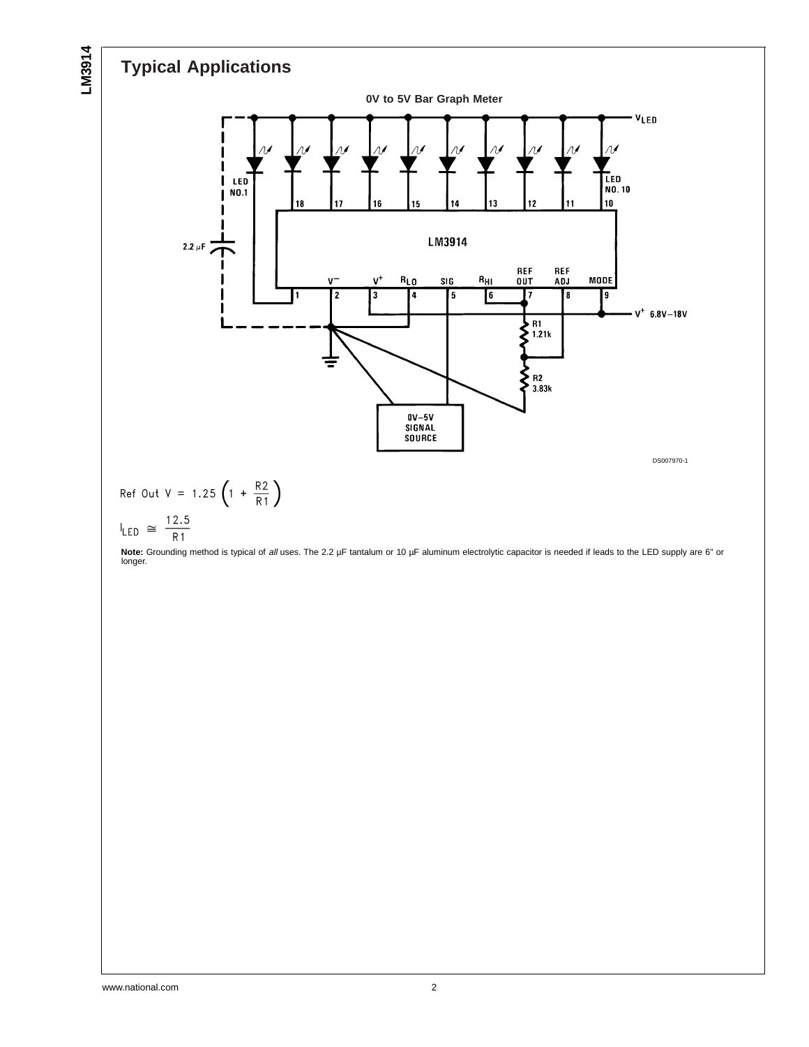## Typical Applications

**0V to 5V Bar Graph Meter**

DS007970-1

$$\text{Ref Out V} = 1.25 \left(1 + \frac{R2}{R1}\right)$$

$$I_{LED} \cong \frac{12.5}{R1}$$

**Note:** Grounding method is typical of *all* uses. The 2.2 µF tantalum or 10 µF aluminum electrolytic capacitor is needed if leads to the LED supply are 6" or longer.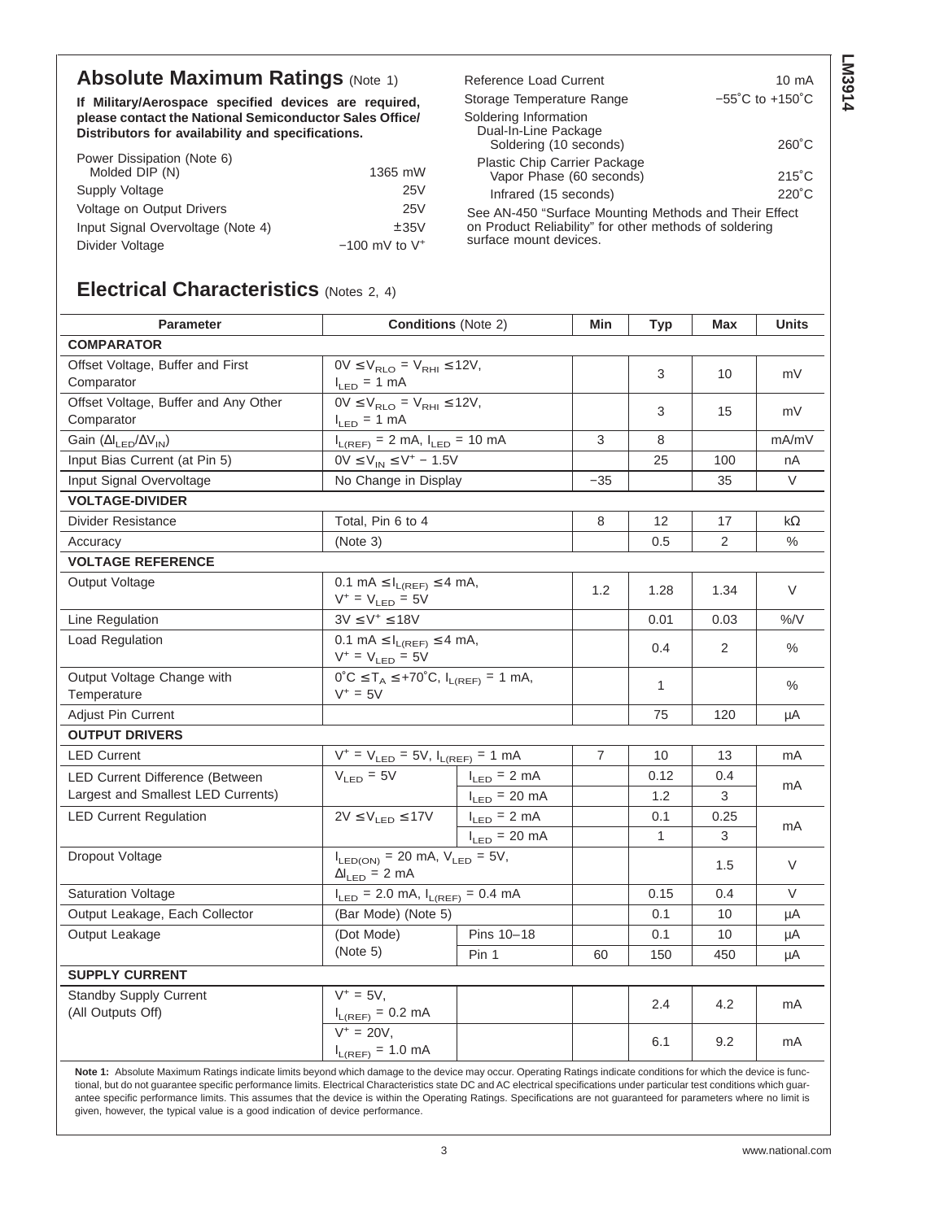## Absolute Maximum Ratings (Note 1)

**If Military/Aerospace specified devices are required, please contact the National Semiconductor Sales Office/ Distributors for availability and specifications.**

| | |
|---|---|
| Power Dissipation (Note 6) | |
| Molded DIP (N) | 1365 mW |
| Supply Voltage | 25V |
| Voltage on Output Drivers | 25V |
| Input Signal Overvoltage (Note 4) | ±35V |
| Divider Voltage | −100 mV to $V^+$ |
| Reference Load Current | 10 mA |
| Storage Temperature Range | −55˚C to +150˚C |
| Soldering Information | |
| Dual-In-Line Package | |
| Soldering (10 seconds) | 260˚C |
| Plastic Chip Carrier Package | |
| Vapor Phase (60 seconds) | 215˚C |
| Infrared (15 seconds) | 220˚C |

See AN-450 "Surface Mounting Methods and Their Effect on Product Reliability" for other methods of soldering surface mount devices.

## Electrical Characteristics (Notes 2, 4)

| Parameter | Conditions (Note 2) | | Min | Typ | Max | Units |
|---|---|---|---|---|---|---|
| **COMPARATOR** | | | | | | |
| Offset Voltage, Buffer and First Comparator | $0V \leq V_{RLO} = V_{RHI} \leq 12V$, $I_{LED} = 1$ mA | | | 3 | 10 | mV |
| Offset Voltage, Buffer and Any Other Comparator | $0V \leq V_{RLO} = V_{RHI} \leq 12V$, $I_{LED} = 1$ mA | | | 3 | 15 | mV |
| Gain ($\Delta I_{LED}/\Delta V_{IN}$) | $I_{L(REF)} = 2$ mA, $I_{LED} = 10$ mA | | 3 | 8 | | mA/mV |
| Input Bias Current (at Pin 5) | $0V \leq V_{IN} \leq V^+ - 1.5V$ | | | 25 | 100 | nA |
| Input Signal Overvoltage | No Change in Display | | −35 | | 35 | V |
| **VOLTAGE-DIVIDER** | | | | | | |
| Divider Resistance | Total, Pin 6 to 4 | | 8 | 12 | 17 | kΩ |
| Accuracy | (Note 3) | | | 0.5 | 2 | % |
| **VOLTAGE REFERENCE** | | | | | | |
| Output Voltage | $0.1\text{ mA} \leq I_{L(REF)} \leq 4$ mA, $V^+ = V_{LED} = 5V$ | | 1.2 | 1.28 | 1.34 | V |
| Line Regulation | $3V \leq V^+ \leq 18V$ | | | 0.01 | 0.03 | %/V |
| Load Regulation | $0.1\text{ mA} \leq I_{L(REF)} \leq 4$ mA, $V^+ = V_{LED} = 5V$ | | | 0.4 | 2 | % |
| Output Voltage Change with Temperature | $0˚C \leq T_A \leq +70˚C$, $I_{L(REF)} = 1$ mA, $V^+ = 5V$ | | | 1 | | % |
| Adjust Pin Current | | | | 75 | 120 | µA |
| **OUTPUT DRIVERS** | | | | | | |
| LED Current | $V^+ = V_{LED} = 5V$, $I_{L(REF)} = 1$ mA | | 7 | 10 | 13 | mA |
| LED Current Difference (Between Largest and Smallest LED Currents) | $V_{LED} = 5V$ | $I_{LED} = 2$ mA | | 0.12 | 0.4 | mA |
| | | $I_{LED} = 20$ mA | | 1.2 | 3 | |
| LED Current Regulation | $2V \leq V_{LED} \leq 17V$ | $I_{LED} = 2$ mA | | 0.1 | 0.25 | mA |
| | | $I_{LED} = 20$ mA | | 1 | 3 | |
| Dropout Voltage | $I_{LED(ON)} = 20$ mA, $V_{LED} = 5V$, $\Delta I_{LED} = 2$ mA | | | | 1.5 | V |
| Saturation Voltage | $I_{LED} = 2.0$ mA, $I_{L(REF)} = 0.4$ mA | | | 0.15 | 0.4 | V |
| Output Leakage, Each Collector | (Bar Mode) (Note 5) | | | 0.1 | 10 | µA |
| Output Leakage | (Dot Mode) (Note 5) | Pins 10–18 | | 0.1 | 10 | µA |
| | | Pin 1 | 60 | 150 | 450 | µA |
| **SUPPLY CURRENT** | | | | | | |
| Standby Supply Current (All Outputs Off) | $V^+ = 5V$, $I_{L(REF)} = 0.2$ mA | | | 2.4 | 4.2 | mA |
| | $V^+ = 20V$, $I_{L(REF)} = 1.0$ mA | | | 6.1 | 9.2 | mA |

**Note 1:** Absolute Maximum Ratings indicate limits beyond which damage to the device may occur. Operating Ratings indicate conditions for which the device is functional, but do not guarantee specific performance limits. Electrical Characteristics state DC and AC electrical specifications under particular test conditions which guarantee specific performance limits. This assumes that the device is within the Operating Ratings. Specifications are not guaranteed for parameters where no limit is given, however, the typical value is a good indication of device performance.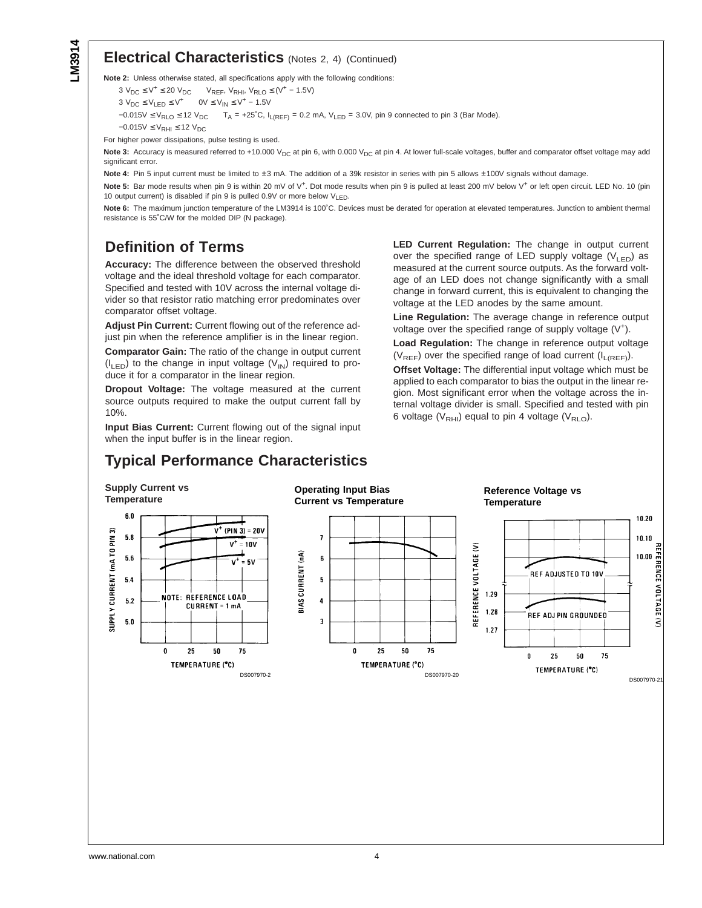## Electrical Characteristics (Notes 2, 4) (Continued)

**Note 2:** Unless otherwise stated, all specifications apply with the following conditions:

$3\ V_{DC} \leq V^+ \leq 20\ V_{DC}$ $V_{REF}, V_{RHI}, V_{RLO} \leq (V^+ - 1.5V)$

$3\ V_{DC} \leq V_{LED} \leq V^+$ $0V \leq V_{IN} \leq V^+ - 1.5V$

$-0.015V \leq V_{RLO} \leq 12\ V_{DC}$ $T_A = +25^{\circ}C$, $I_{L(REF)} = 0.2$ mA, $V_{LED} = 3.0V$, pin 9 connected to pin 3 (Bar Mode).

$-0.015V \leq V_{RHI} \leq 12\ V_{DC}$

For higher power dissipations, pulse testing is used.

**Note 3:** Accuracy is measured referred to +10.000 $V_{DC}$ at pin 6, with 0.000 $V_{DC}$ at pin 4. At lower full-scale voltages, buffer and comparator offset voltage may add significant error.

**Note 4:** Pin 5 input current must be limited to ±3 mA. The addition of a 39k resistor in series with pin 5 allows ±100V signals without damage.

**Note 5:** Bar mode results when pin 9 is within 20 mV of $V^+$. Dot mode results when pin 9 is pulled at least 200 mV below $V^+$ or left open circuit. LED No. 10 (pin 10 output current) is disabled if pin 9 is pulled 0.9V or more below $V_{LED}$.

**Note 6:** The maximum junction temperature of the LM3914 is 100˚C. Devices must be derated for operation at elevated temperatures. Junction to ambient thermal resistance is 55˚C/W for the molded DIP (N package).

## Definition of Terms

**Accuracy:** The difference between the observed threshold voltage and the ideal threshold voltage for each comparator. Specified and tested with 10V across the internal voltage divider so that resistor ratio matching error predominates over comparator offset voltage.

**Adjust Pin Current:** Current flowing out of the reference adjust pin when the reference amplifier is in the linear region.

**Comparator Gain:** The ratio of the change in output current ($I_{LED}$) to the change in input voltage ($V_{IN}$) required to produce it for a comparator in the linear region.

**Dropout Voltage:** The voltage measured at the current source outputs required to make the output current fall by 10%.

**Input Bias Current:** Current flowing out of the signal input when the input buffer is in the linear region.

**LED Current Regulation:** The change in output current over the specified range of LED supply voltage ($V_{LED}$) as measured at the current source outputs. As the forward voltage of an LED does not change significantly with a small change in forward current, this is equivalent to changing the voltage at the LED anodes by the same amount.

**Line Regulation:** The average change in reference output voltage over the specified range of supply voltage ($V^+$).

**Load Regulation:** The change in reference output voltage ($V_{REF}$) over the specified range of load current ($I_{L(REF)}$).

**Offset Voltage:** The differential input voltage which must be applied to each comparator to bias the output in the linear region. Most significant error when the voltage across the internal voltage divider is small. Specified and tested with pin 6 voltage ($V_{RHI}$) equal to pin 4 voltage ($V_{RLO}$).

## Typical Performance Characteristics

**Supply Current vs Temperature**

DS007970-2

**Operating Input Bias Current vs Temperature**

DS007970-20

**Reference Voltage vs Temperature**

DS007970-21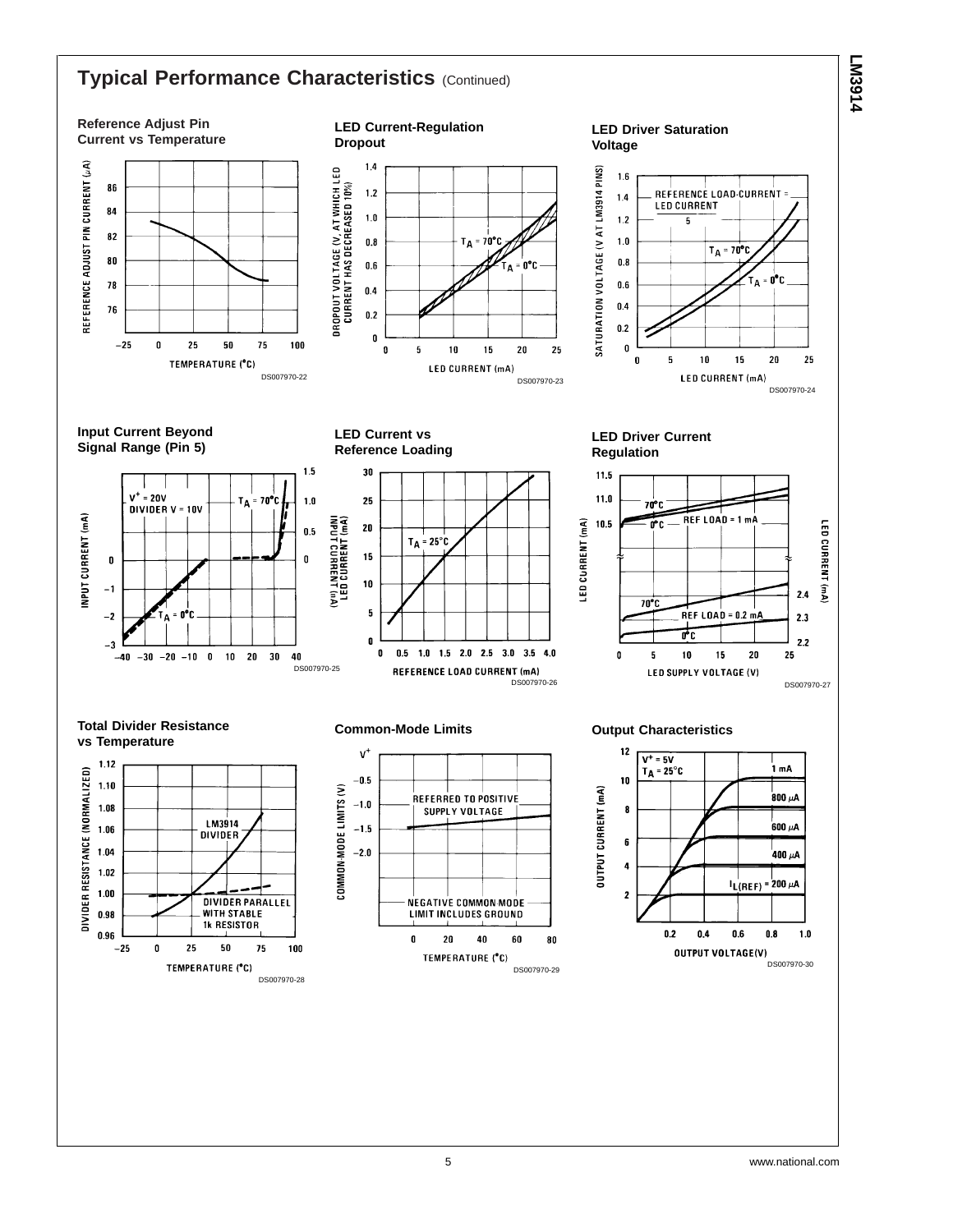## Typical Performance Characteristics (Continued)

**Reference Adjust Pin Current vs Temperature**

DS007970-22

**LED Current-Regulation Dropout**

DS007970-23

**LED Driver Saturation Voltage**

DS007970-24

**Input Current Beyond Signal Range (Pin 5)**

DS007970-25

**LED Current vs Reference Loading**

DS007970-26

**LED Driver Current Regulation**

DS007970-27

**Total Divider Resistance vs Temperature**

DS007970-28

**Common-Mode Limits**

DS007970-29

**Output Characteristics**

DS007970-30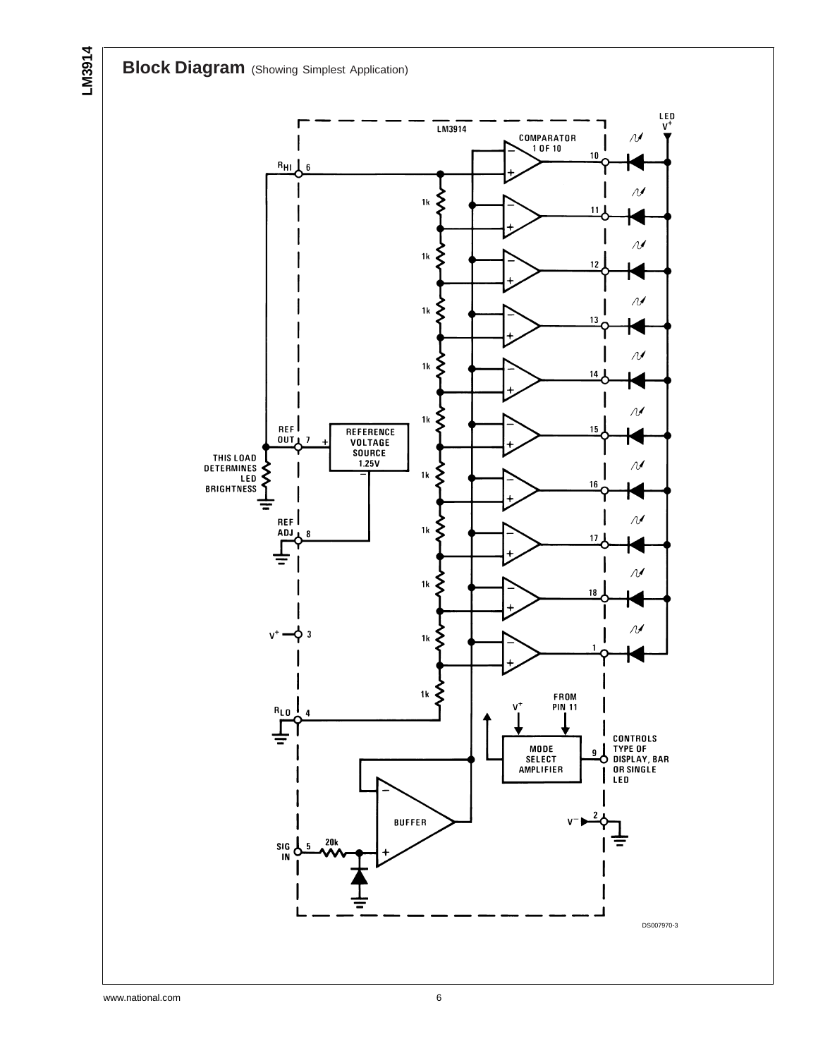## Block Diagram (Showing Simplest Application)

DS007970-3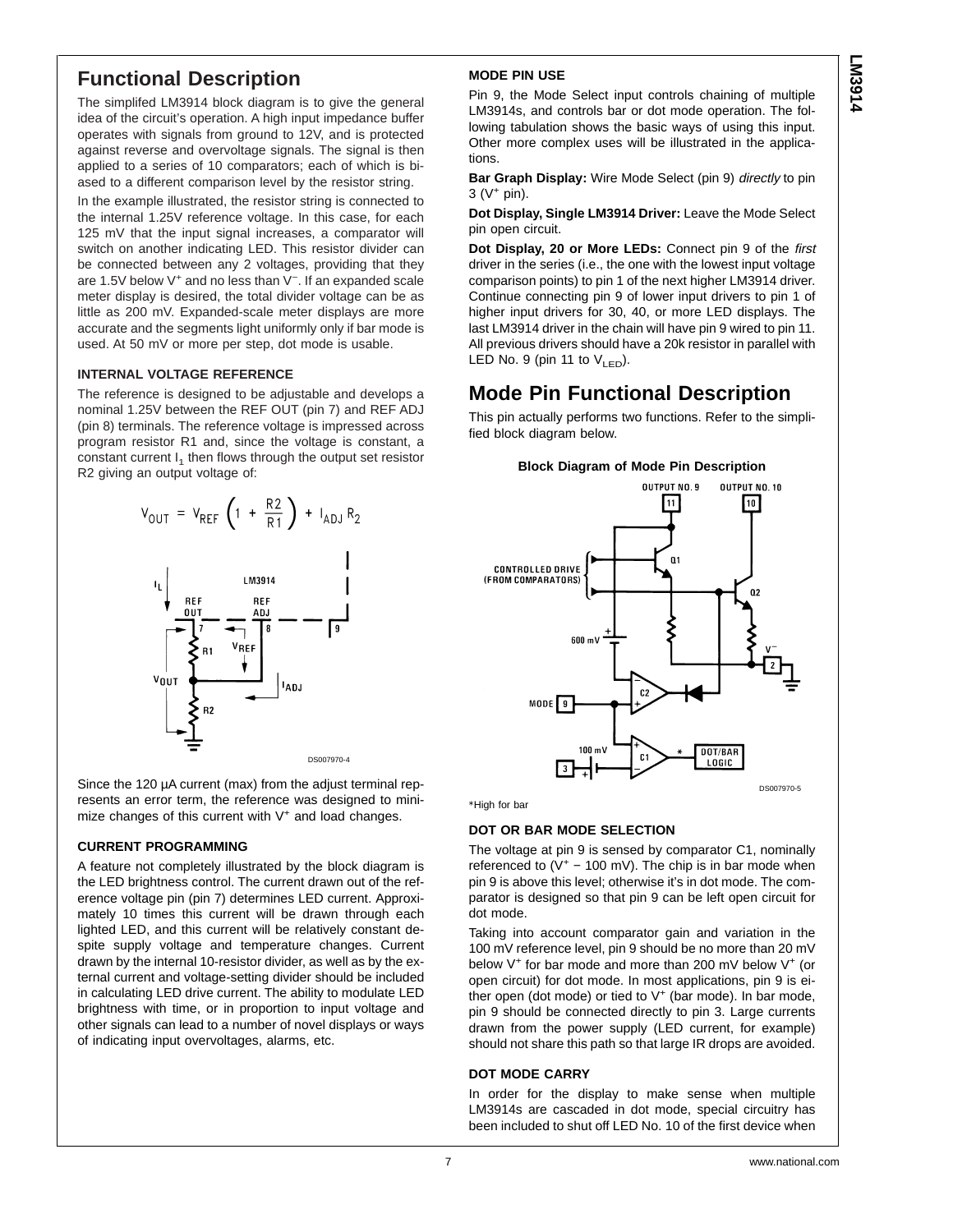## Functional Description

The simplifed LM3914 block diagram is to give the general idea of the circuit's operation. A high input impedance buffer operates with signals from ground to 12V, and is protected against reverse and overvoltage signals. The signal is then applied to a series of 10 comparators; each of which is biased to a different comparison level by the resistor string.

In the example illustrated, the resistor string is connected to the internal 1.25V reference voltage. In this case, for each 125 mV that the input signal increases, a comparator will switch on another indicating LED. This resistor divider can be connected between any 2 voltages, providing that they are 1.5V below $V^+$ and no less than $V^-$. If an expanded scale meter display is desired, the total divider voltage can be as little as 200 mV. Expanded-scale meter displays are more accurate and the segments light uniformly only if bar mode is used. At 50 mV or more per step, dot mode is usable.

### INTERNAL VOLTAGE REFERENCE

The reference is designed to be adjustable and develops a nominal 1.25V between the REF OUT (pin 7) and REF ADJ (pin 8) terminals. The reference voltage is impressed across program resistor R1 and, since the voltage is constant, a constant current $I_1$ then flows through the output set resistor R2 giving an output voltage of:

$$V_{OUT} = V_{REF}\left(1 + \frac{R2}{R1}\right) + I_{ADJ} R_2$$

DS007970-4

Since the 120 µA current (max) from the adjust terminal represents an error term, the reference was designed to minimize changes of this current with $V^+$ and load changes.

### CURRENT PROGRAMMING

A feature not completely illustrated by the block diagram is the LED brightness control. The current drawn out of the reference voltage pin (pin 7) determines LED current. Approximately 10 times this current will be drawn through each lighted LED, and this current will be relatively constant despite supply voltage and temperature changes. Current drawn by the internal 10-resistor divider, as well as by the external current and voltage-setting divider should be included in calculating LED drive current. The ability to modulate LED brightness with time, or in proportion to input voltage and other signals can lead to a number of novel displays or ways of indicating input overvoltages, alarms, etc.

### MODE PIN USE

Pin 9, the Mode Select input controls chaining of multiple LM3914s, and controls bar or dot mode operation. The following tabulation shows the basic ways of using this input. Other more complex uses will be illustrated in the applications.

**Bar Graph Display:** Wire Mode Select (pin 9) *directly* to pin 3 ($V^+$ pin).

**Dot Display, Single LM3914 Driver:** Leave the Mode Select pin open circuit.

**Dot Display, 20 or More LEDs:** Connect pin 9 of the *first* driver in the series (i.e., the one with the lowest input voltage comparison points) to pin 1 of the next higher LM3914 driver. Continue connecting pin 9 of lower input drivers to pin 1 of higher input drivers for 30, 40, or more LED displays. The last LM3914 driver in the chain will have pin 9 wired to pin 11. All previous drivers should have a 20k resistor in parallel with LED No. 9 (pin 11 to $V_{LED}$).

## Mode Pin Functional Description

This pin actually performs two functions. Refer to the simplified block diagram below.

**Block Diagram of Mode Pin Description**

DS007970-5

*High for bar

### DOT OR BAR MODE SELECTION

The voltage at pin 9 is sensed by comparator C1, nominally referenced to ($V^+$ − 100 mV). The chip is in bar mode when pin 9 is above this level; otherwise it's in dot mode. The comparator is designed so that pin 9 can be left open circuit for dot mode.

Taking into account comparator gain and variation in the 100 mV reference level, pin 9 should be no more than 20 mV below $V^+$ for bar mode and more than 200 mV below $V^+$ (or open circuit) for dot mode. In most applications, pin 9 is either open (dot mode) or tied to $V^+$ (bar mode). In bar mode, pin 9 should be connected directly to pin 3. Large currents drawn from the power supply (LED current, for example) should not share this path so that large IR drops are avoided.

### DOT MODE CARRY

In order for the display to make sense when multiple LM3914s are cascaded in dot mode, special circuitry has been included to shut off LED No. 10 of the first device when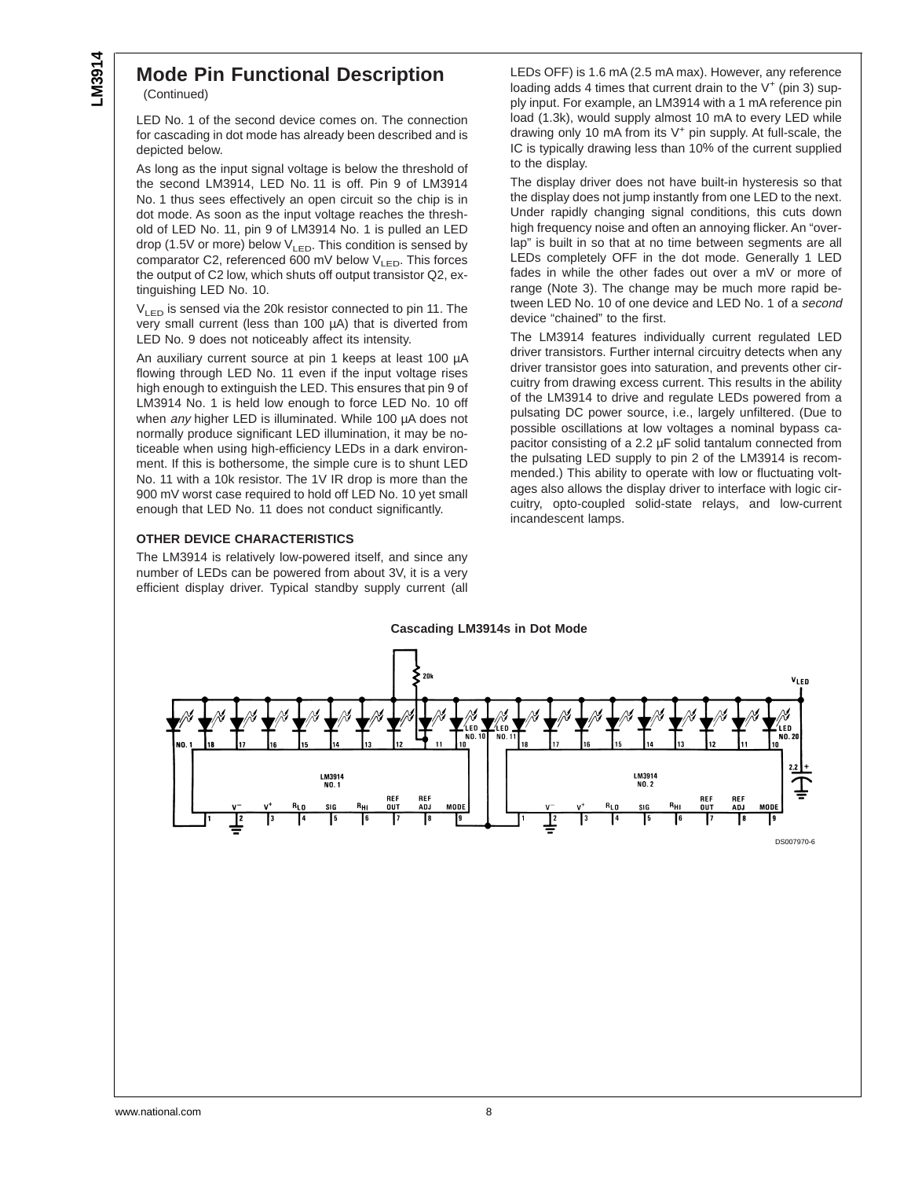## Mode Pin Functional Description (Continued)

LED No. 1 of the second device comes on. The connection for cascading in dot mode has already been described and is depicted below.

As long as the input signal voltage is below the threshold of the second LM3914, LED No. 11 is off. Pin 9 of LM3914 No. 1 thus sees effectively an open circuit so the chip is in dot mode. As soon as the input voltage reaches the threshold of LED No. 11, pin 9 of LM3914 No. 1 is pulled an LED drop (1.5V or more) below $V_{LED}$. This condition is sensed by comparator C2, referenced 600 mV below $V_{LED}$. This forces the output of C2 low, which shuts off output transistor Q2, extinguishing LED No. 10.

$V_{LED}$ is sensed via the 20k resistor connected to pin 11. The very small current (less than 100 µA) that is diverted from LED No. 9 does not noticeably affect its intensity.

An auxiliary current source at pin 1 keeps at least 100 µA flowing through LED No. 11 even if the input voltage rises high enough to extinguish the LED. This ensures that pin 9 of LM3914 No. 1 is held low enough to force LED No. 10 off when *any* higher LED is illuminated. While 100 µA does not normally produce significant LED illumination, it may be noticeable when using high-efficiency LEDs in a dark environment. If this is bothersome, the simple cure is to shunt LED No. 11 with a 10k resistor. The 1V IR drop is more than the 900 mV worst case required to hold off LED No. 10 yet small enough that LED No. 11 does not conduct significantly.

### OTHER DEVICE CHARACTERISTICS

The LM3914 is relatively low-powered itself, and since any number of LEDs can be powered from about 3V, it is a very efficient display driver. Typical standby supply current (all LEDs OFF) is 1.6 mA (2.5 mA max). However, any reference loading adds 4 times that current drain to the $V^+$ (pin 3) supply input. For example, an LM3914 with a 1 mA reference pin load (1.3k), would supply almost 10 mA to every LED while drawing only 10 mA from its $V^+$ pin supply. At full-scale, the IC is typically drawing less than 10% of the current supplied to the display.

The display driver does not have built-in hysteresis so that the display does not jump instantly from one LED to the next. Under rapidly changing signal conditions, this cuts down high frequency noise and often an annoying flicker. An "overlap" is built in so that at no time between segments are all LEDs completely OFF in the dot mode. Generally 1 LED fades in while the other fades out over a mV or more of range (Note 3). The change may be much more rapid between LED No. 10 of one device and LED No. 1 of a *second* device "chained" to the first.

The LM3914 features individually current regulated LED driver transistors. Further internal circuitry detects when any driver transistor goes into saturation, and prevents other circuitry from drawing excess current. This results in the ability of the LM3914 to drive and regulate LEDs powered from a pulsating DC power source, i.e., largely unfiltered. (Due to possible oscillations at low voltages a nominal bypass capacitor consisting of a 2.2 µF solid tantalum connected from the pulsating LED supply to pin 2 of the LM3914 is recommended.) This ability to operate with low or fluctuating voltages also allows the display driver to interface with logic circuitry, opto-coupled solid-state relays, and low-current incandescent lamps.

**Cascading LM3914s in Dot Mode**

DS007970-6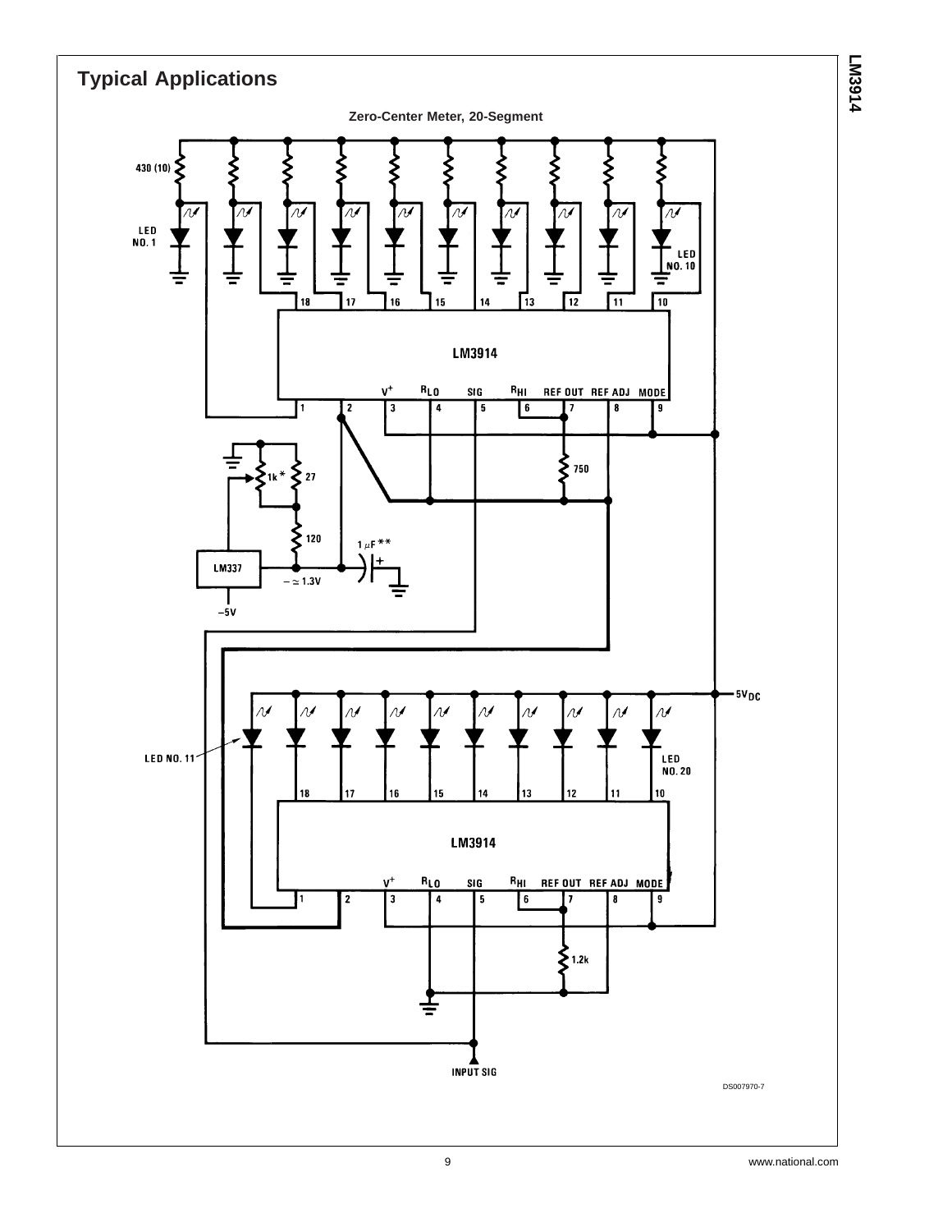## Typical Applications

**Zero-Center Meter, 20-Segment**

DS007970-7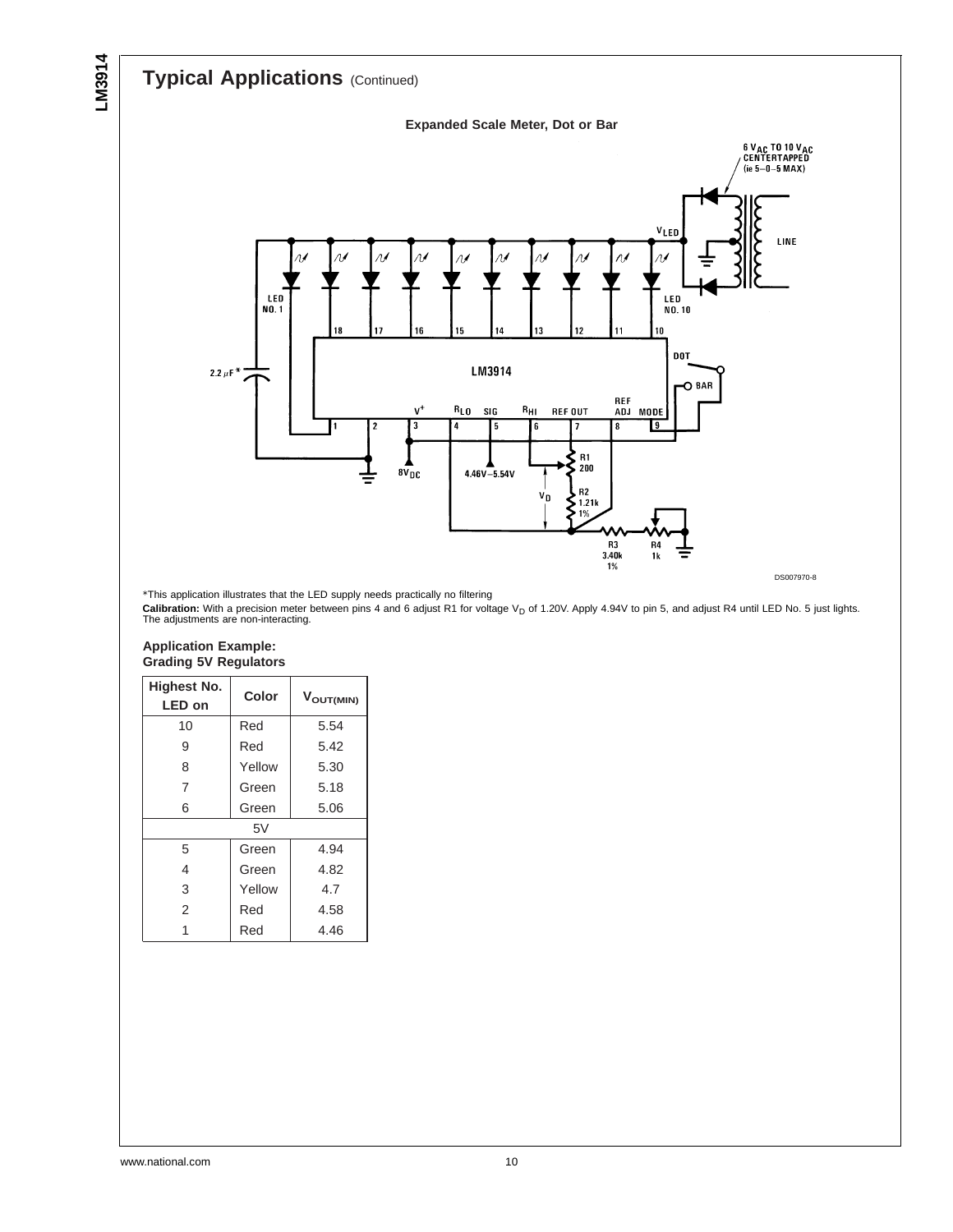## Typical Applications (Continued)

**Expanded Scale Meter, Dot or Bar**

*This application illustrates that the LED supply needs practically no filtering

**Calibration:** With a precision meter between pins 4 and 6 adjust R1 for voltage $V_D$ of 1.20V. Apply 4.94V to pin 5, and adjust R4 until LED No. 5 just lights. The adjustments are non-interacting.

**Application Example:**
**Grading 5V Regulators**

| Highest No. LED on | Color | $V_{OUT(MIN)}$ |
|---|---|---|
| 10 | Red | 5.54 |
| 9 | Red | 5.42 |
| 8 | Yellow | 5.30 |
| 7 | Green | 5.18 |
| 6 | Green | 5.06 |
| 5V | | |
| 5 | Green | 4.94 |
| 4 | Green | 4.82 |
| 3 | Yellow | 4.7 |
| 2 | Red | 4.58 |
| 1 | Red | 4.46 |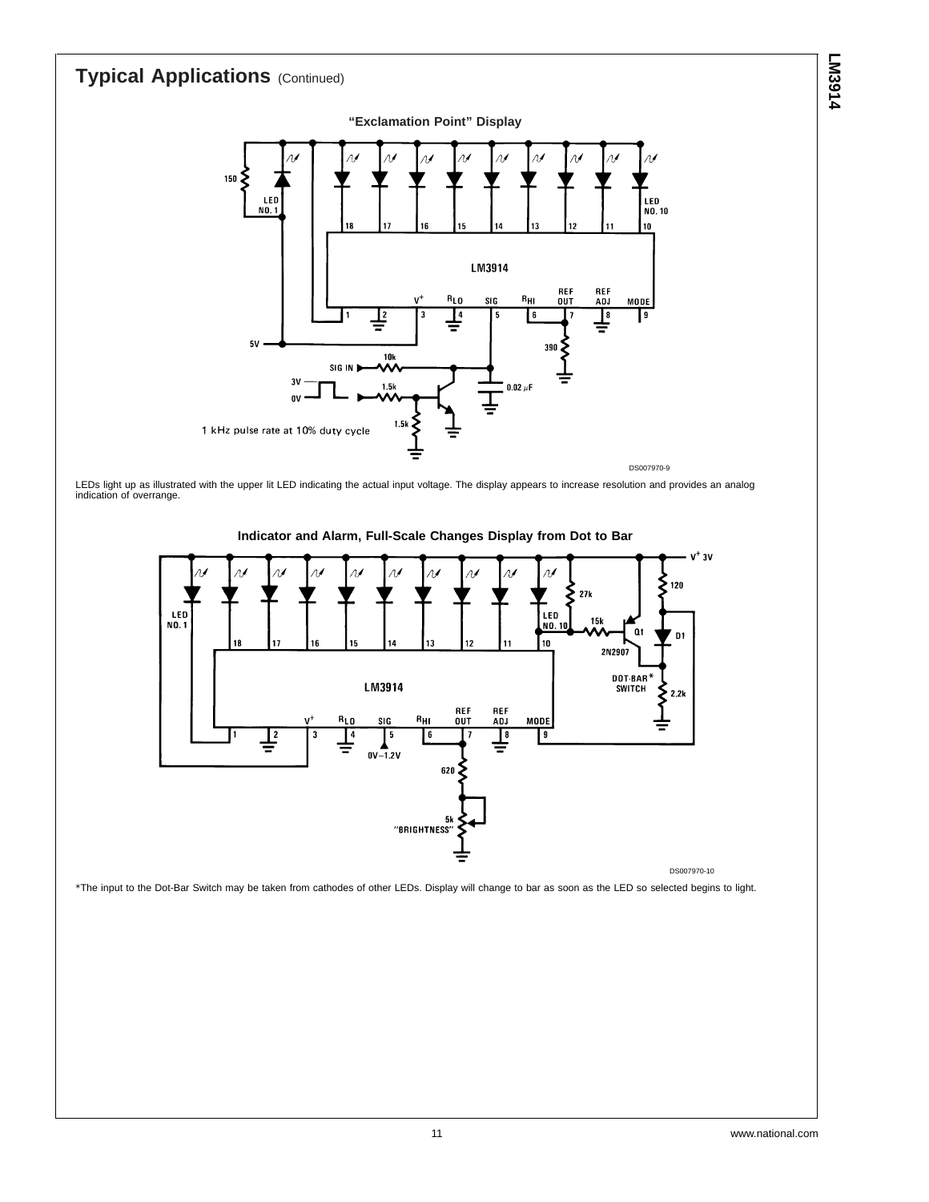## Typical Applications (Continued)

**"Exclamation Point" Display**

DS007970-9

LEDs light up as illustrated with the upper lit LED indicating the actual input voltage. The display appears to increase resolution and provides an analog indication of overrange.

**Indicator and Alarm, Full-Scale Changes Display from Dot to Bar**

DS007970-10

*The input to the Dot-Bar Switch may be taken from cathodes of other LEDs. Display will change to bar as soon as the LED so selected begins to light.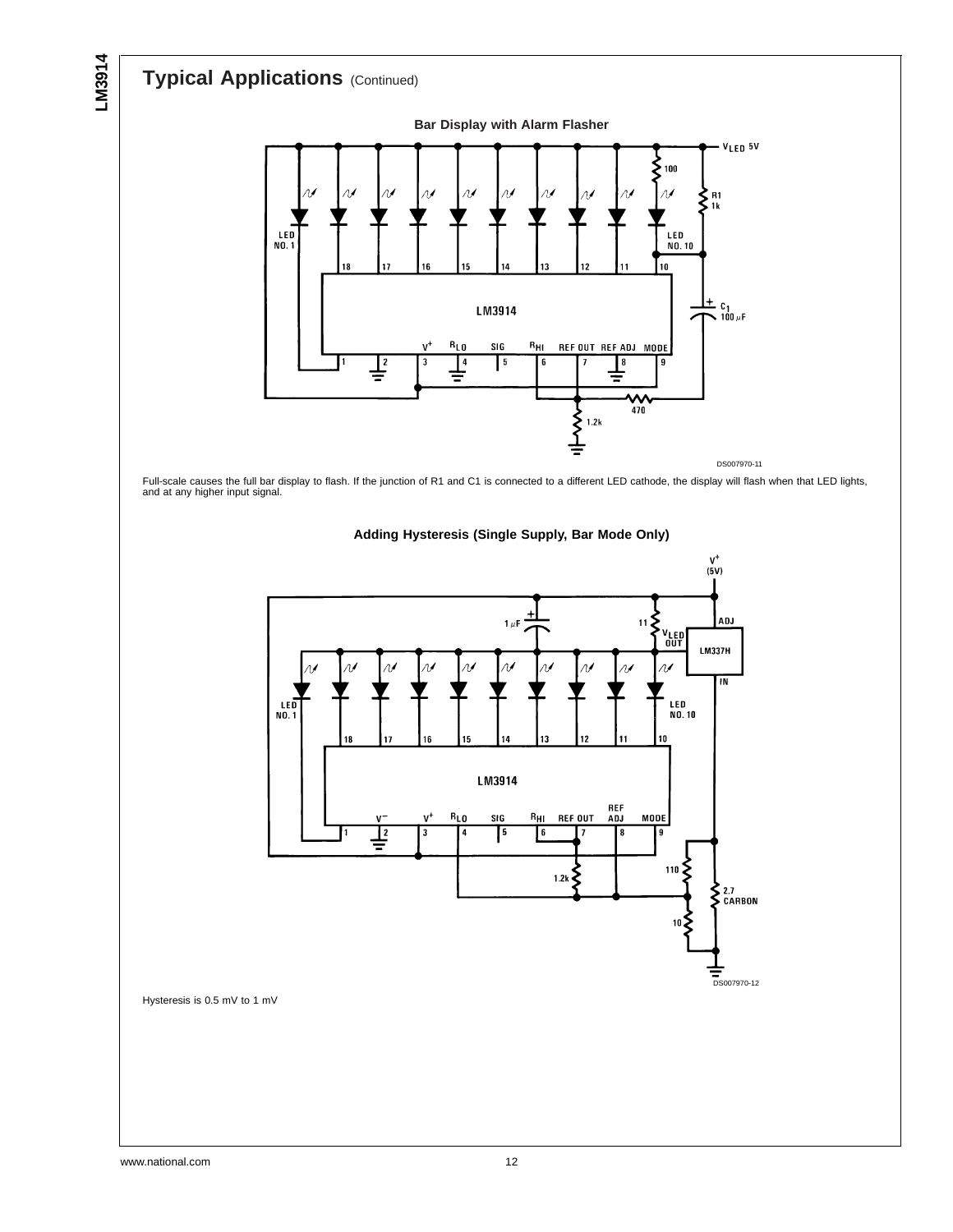## Typical Applications (Continued)

**Bar Display with Alarm Flasher**

DS007970-11

Full-scale causes the full bar display to flash. If the junction of R1 and C1 is connected to a different LED cathode, the display will flash when that LED lights, and at any higher input signal.

**Adding Hysteresis (Single Supply, Bar Mode Only)**

DS007970-12

Hysteresis is 0.5 mV to 1 mV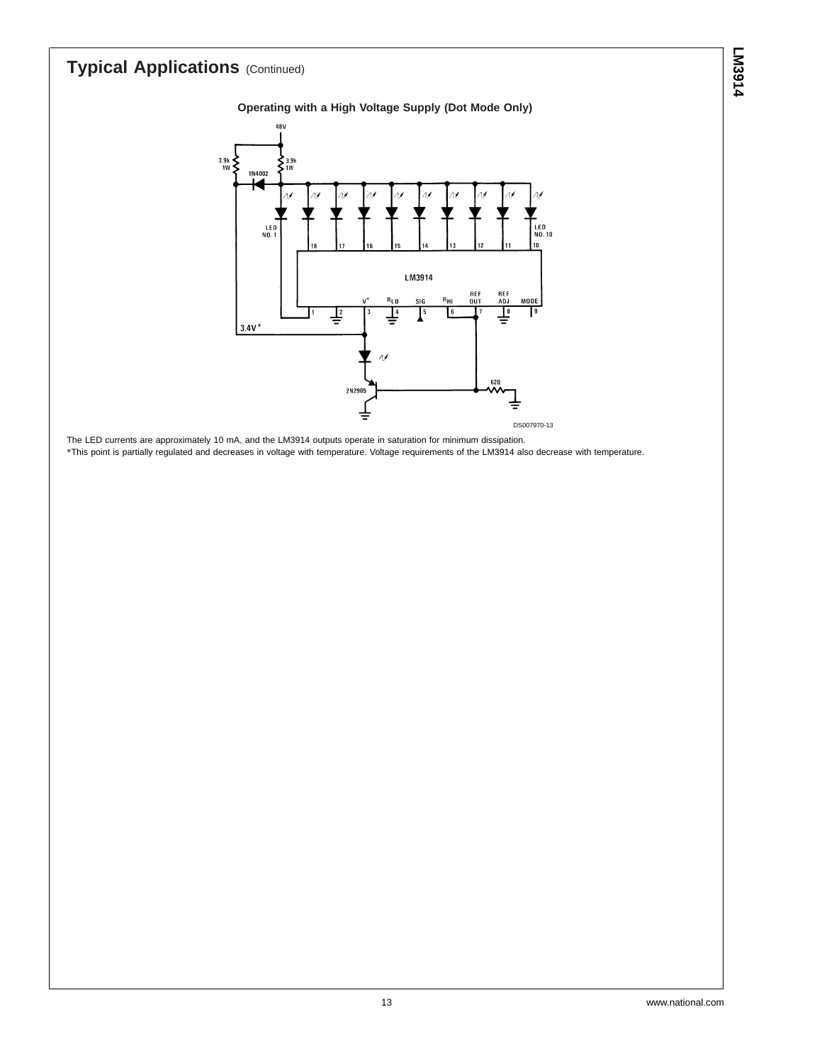## Typical Applications (Continued)

**Operating with a High Voltage Supply (Dot Mode Only)**

DS007970-13

The LED currents are approximately 10 mA, and the LM3914 outputs operate in saturation for minimum dissipation.

*This point is partially regulated and decreases in voltage with temperature. Voltage requirements of the LM3914 also decrease with temperature.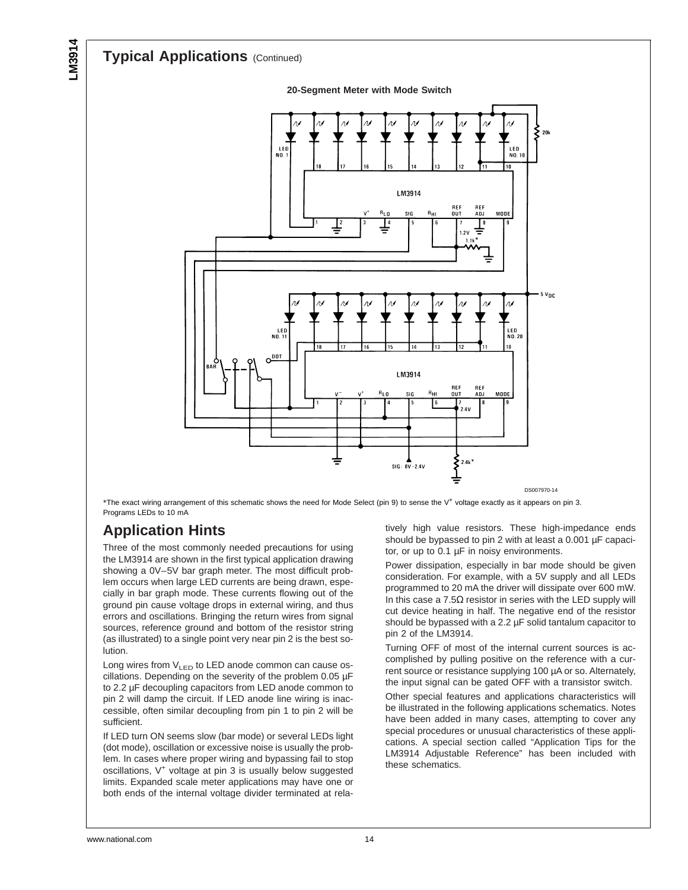## Typical Applications (Continued)

**20-Segment Meter with Mode Switch**

DS007970-14

*The exact wiring arrangement of this schematic shows the need for Mode Select (pin 9) to sense the $V^+$ voltage exactly as it appears on pin 3.
Programs LEDs to 10 mA

## Application Hints

Three of the most commonly needed precautions for using the LM3914 are shown in the first typical application drawing showing a 0V–5V bar graph meter. The most difficult problem occurs when large LED currents are being drawn, especially in bar graph mode. These currents flowing out of the ground pin cause voltage drops in external wiring, and thus errors and oscillations. Bringing the return wires from signal sources, reference ground and bottom of the resistor string (as illustrated) to a single point very near pin 2 is the best solution.

Long wires from $V_{LED}$ to LED anode common can cause oscillations. Depending on the severity of the problem 0.05 µF to 2.2 µF decoupling capacitors from LED anode common to pin 2 will damp the circuit. If LED anode line wiring is inaccessible, often similar decoupling from pin 1 to pin 2 will be sufficient.

If LED turn ON seems slow (bar mode) or several LEDs light (dot mode), oscillation or excessive noise is usually the problem. In cases where proper wiring and bypassing fail to stop oscillations, $V^+$ voltage at pin 3 is usually below suggested limits. Expanded scale meter applications may have one or both ends of the internal voltage divider terminated at relatively high value resistors. These high-impedance ends should be bypassed to pin 2 with at least a 0.001 µF capacitor, or up to 0.1 µF in noisy environments.

Power dissipation, especially in bar mode should be given consideration. For example, with a 5V supply and all LEDs programmed to 20 mA the driver will dissipate over 600 mW. In this case a 7.5Ω resistor in series with the LED supply will cut device heating in half. The negative end of the resistor should be bypassed with a 2.2 µF solid tantalum capacitor to pin 2 of the LM3914.

Turning OFF of most of the internal current sources is accomplished by pulling positive on the reference with a current source or resistance supplying 100 µA or so. Alternately, the input signal can be gated OFF with a transistor switch.

Other special features and applications characteristics will be illustrated in the following applications schematics. Notes have been added in many cases, attempting to cover any special procedures or unusual characteristics of these applications. A special section called “Application Tips for the LM3914 Adjustable Reference” has been included with these schematics.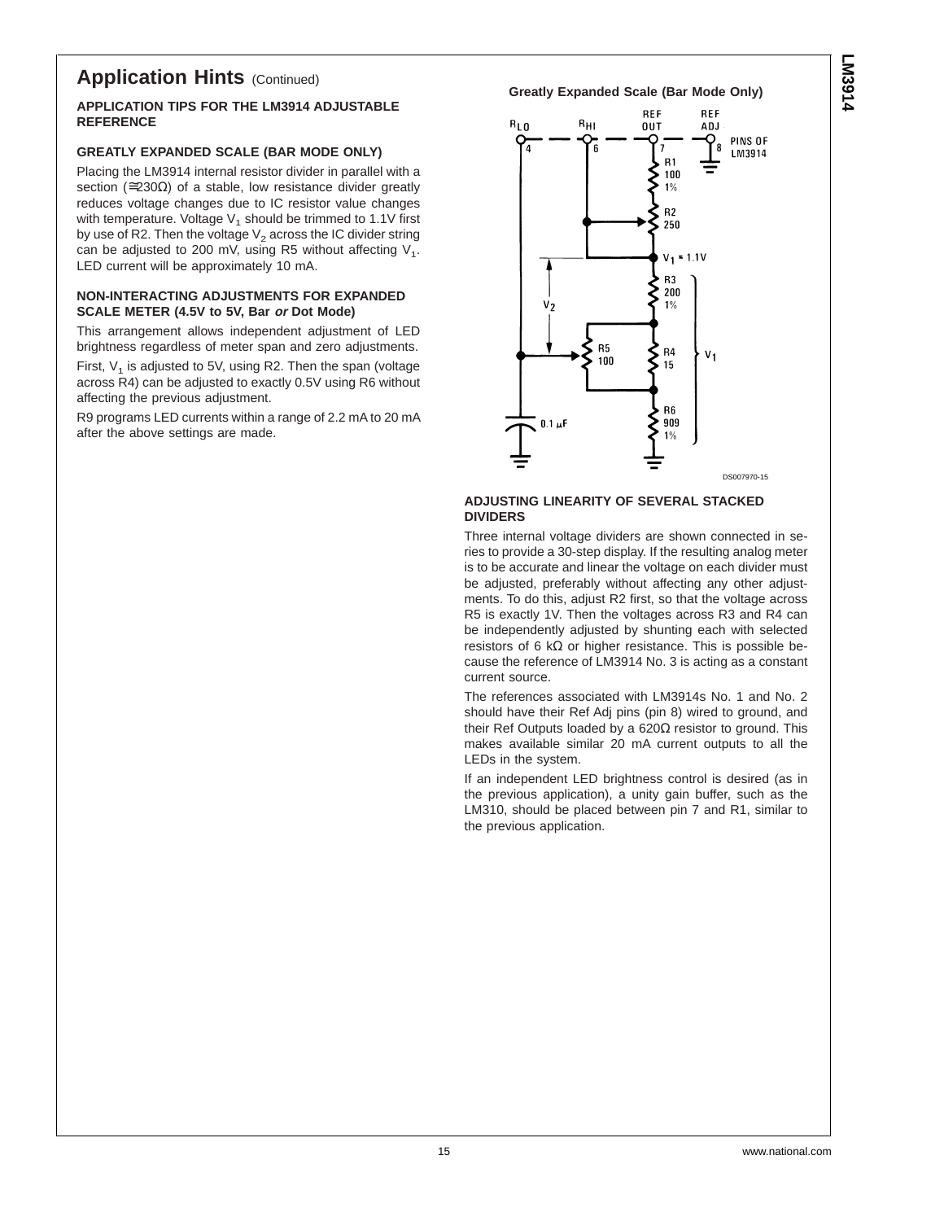## Application Hints (Continued)

### APPLICATION TIPS FOR THE LM3914 ADJUSTABLE REFERENCE

### GREATLY EXPANDED SCALE (BAR MODE ONLY)

Placing the LM3914 internal resistor divider in parallel with a section (≅230Ω) of a stable, low resistance divider greatly reduces voltage changes due to IC resistor value changes with temperature. Voltage $V_1$ should be trimmed to 1.1V first by use of R2. Then the voltage $V_2$ across the IC divider string can be adjusted to 200 mV, using R5 without affecting $V_1$. LED current will be approximately 10 mA.

### NON-INTERACTING ADJUSTMENTS FOR EXPANDED SCALE METER (4.5V to 5V, Bar *or* Dot Mode)

This arrangement allows independent adjustment of LED brightness regardless of meter span and zero adjustments.

First, $V_1$ is adjusted to 5V, using R2. Then the span (voltage across R4) can be adjusted to exactly 0.5V using R6 without affecting the previous adjustment.

R9 programs LED currents within a range of 2.2 mA to 20 mA after the above settings are made.

**Greatly Expanded Scale (Bar Mode Only)**

DS007970-15

### ADJUSTING LINEARITY OF SEVERAL STACKED DIVIDERS

Three internal voltage dividers are shown connected in series to provide a 30-step display. If the resulting analog meter is to be accurate and linear the voltage on each divider must be adjusted, preferably without affecting any other adjustments. To do this, adjust R2 first, so that the voltage across R5 is exactly 1V. Then the voltages across R3 and R4 can be independently adjusted by shunting each with selected resistors of 6 kΩ or higher resistance. This is possible because the reference of LM3914 No. 3 is acting as a constant current source.

The references associated with LM3914s No. 1 and No. 2 should have their Ref Adj pins (pin 8) wired to ground, and their Ref Outputs loaded by a 620Ω resistor to ground. This makes available similar 20 mA current outputs to all the LEDs in the system.

If an independent LED brightness control is desired (as in the previous application), a unity gain buffer, such as the LM310, should be placed between pin 7 and R1, similar to the previous application.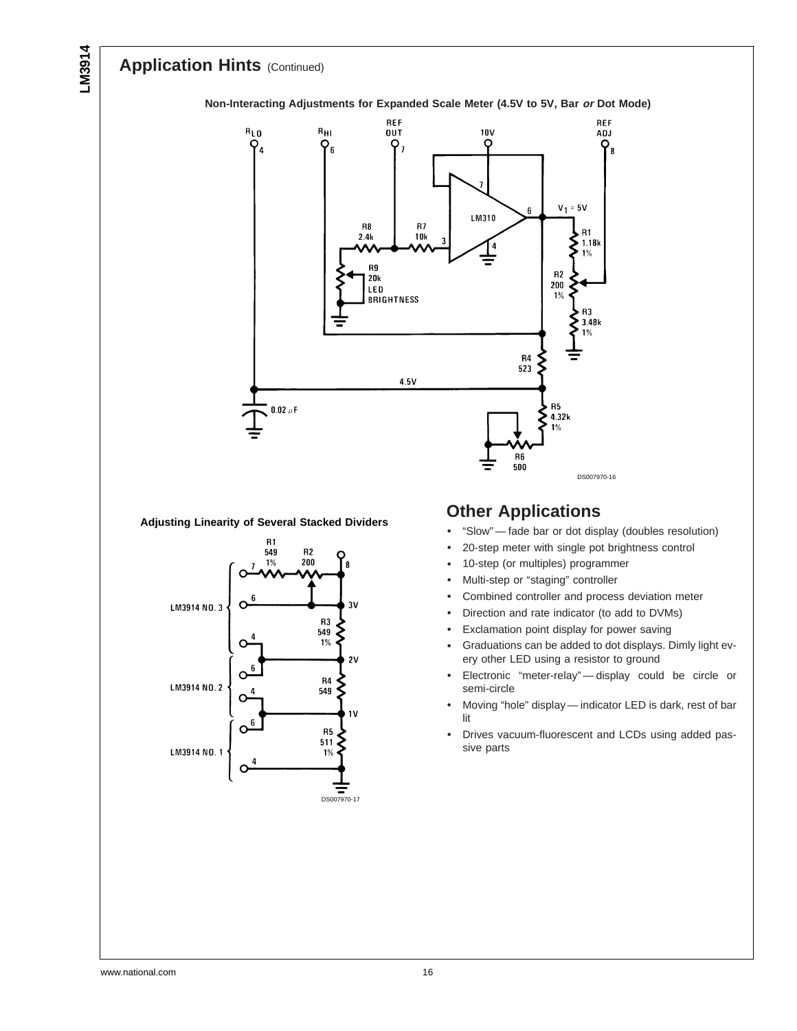## Application Hints (Continued)

**Non-Interacting Adjustments for Expanded Scale Meter (4.5V to 5V, Bar *or* Dot Mode)**

DS007970-16

**Adjusting Linearity of Several Stacked Dividers**

DS007970-17

## Other Applications

- "Slow" — fade bar or dot display (doubles resolution)
- 20-step meter with single pot brightness control
- 10-step (or multiples) programmer
- Multi-step or "staging" controller
- Combined controller and process deviation meter
- Direction and rate indicator (to add to DVMs)
- Exclamation point display for power saving
- Graduations can be added to dot displays. Dimly light every other LED using a resistor to ground
- Electronic "meter-relay" — display could be circle or semi-circle
- Moving "hole" display — indicator LED is dark, rest of bar lit
- Drives vacuum-fluorescent and LCDs using added passive parts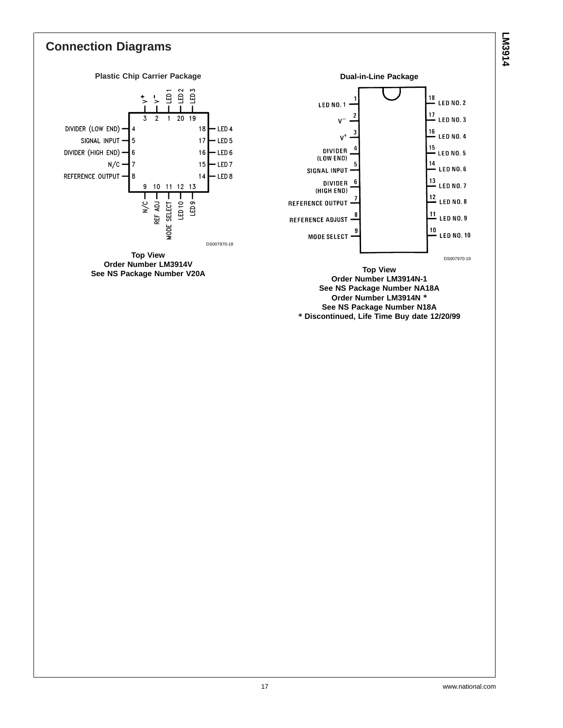## Connection Diagrams

**Plastic Chip Carrier Package**

| Pin | Function |
|---|---|
| 1 | LED 1 |
| 2 | V− |
| 3 | V+ |
| 4 | DIVIDER (LOW END) |
| 5 | SIGNAL INPUT |
| 6 | DIVIDER (HIGH END) |
| 7 | N/C |
| 8 | REFERENCE OUTPUT |
| 9 | N/C |
| 10 | REF ADJ |
| 11 | MODE SELECT |
| 12 | LED 10 |
| 13 | LED 9 |
| 14 | LED 8 |
| 15 | LED 7 |
| 16 | LED 6 |
| 17 | LED 5 |
| 18 | LED 4 |
| 19 | LED 3 |
| 20 | LED 2 |

DS007970-18

**Top View**
**Order Number LM3914V**
**See NS Package Number V20A**

**Dual-in-Line Package**

| Pin | Function | Pin | Function |
|---|---|---|---|
| 1 | LED NO. 1 | 18 | LED NO. 2 |
| 2 | V− | 17 | LED NO. 3 |
| 3 | V+ | 16 | LED NO. 4 |
| 4 | DIVIDER (LOW END) | 15 | LED NO. 5 |
| 5 | SIGNAL INPUT | 14 | LED NO. 6 |
| 6 | DIVIDER (HIGH END) | 13 | LED NO. 7 |
| 7 | REFERENCE OUTPUT | 12 | LED NO. 8 |
| 8 | REFERENCE ADJUST | 11 | LED NO. 9 |
| 9 | MODE SELECT | 10 | LED NO. 10 |

DS007970-19

**Top View**
**Order Number LM3914N-1**
**See NS Package Number NA18A**
**Order Number LM3914N ***
**See NS Package Number N18A**
*** Discontinued, Life Time Buy date 12/20/99**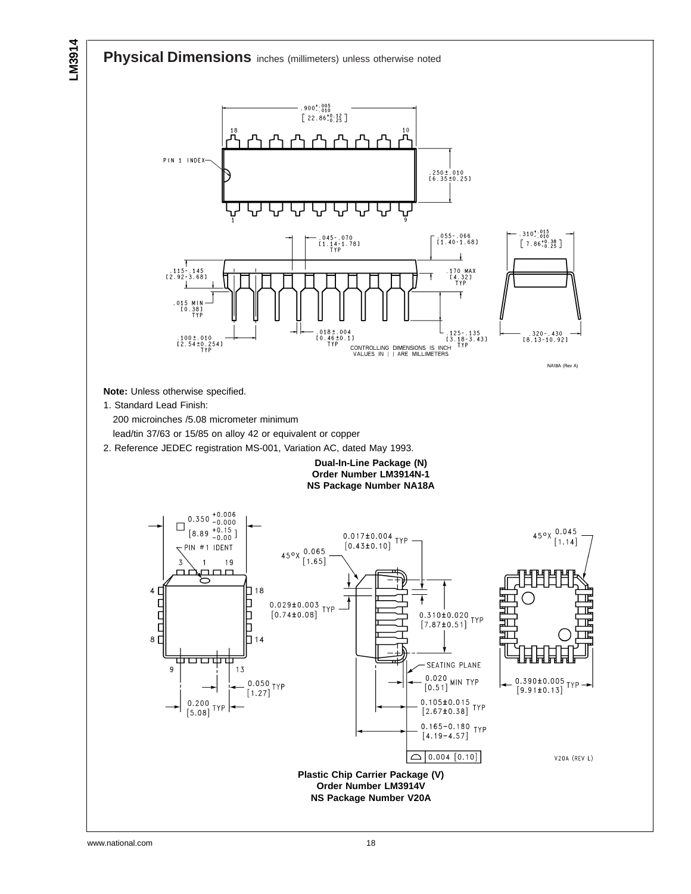## Physical Dimensions inches (millimeters) unless otherwise noted

**Note:** Unless otherwise specified.

1. Standard Lead Finish:

   200 microinches /5.08 micrometer minimum

   lead/tin 37/63 or 15/85 on alloy 42 or equivalent or copper

2. Reference JEDEC registration MS-001, Variation AC, dated May 1993.

**Dual-In-Line Package (N)**
**Order Number LM3914N-1**
**NS Package Number NA18A**

**Plastic Chip Carrier Package (V)**
**Order Number LM3914V**
**NS Package Number V20A**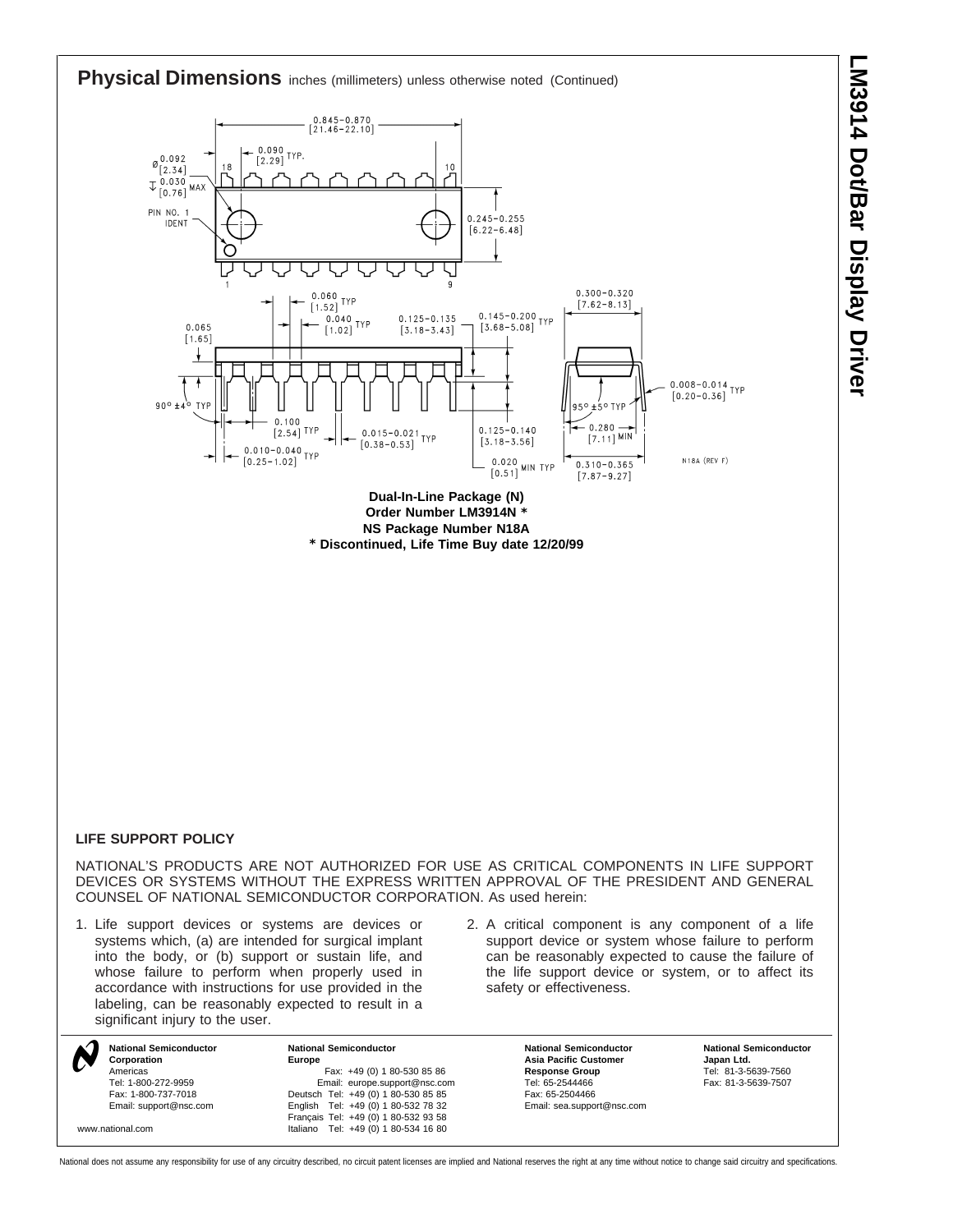## Physical Dimensions inches (millimeters) unless otherwise noted (Continued)

0.845–0.870 [21.46–22.10]

0.090 [2.29] TYP.

Ø 0.092 [2.34]

0.030 [0.76] MAX

18

10

PIN NO. 1 IDENT

0.245–0.255 [6.22–6.48]

1

9

0.060 [1.52] TYP

0.040 [1.02] TYP

0.065 [1.65]

0.125–0.135 [3.18–3.43]

0.145–0.200 [3.68–5.08] TYP

0.300–0.320 [7.62–8.13]

0.008–0.014 [0.20–0.36] TYP

90° ±4° TYP

95° ±5° TYP

0.100 [2.54] TYP

0.015–0.021 [0.38–0.53] TYP

0.125–0.140 [3.18–3.56]

0.280 [7.11] MIN

0.010–0.040 [0.25–1.02] TYP

0.020 [0.51] MIN TYP

0.310–0.365 [7.87–9.27]

N18A (REV F)

**Dual-In-Line Package (N)**
**Order Number LM3914N ***
**NS Package Number N18A**
*** Discontinued, Life Time Buy date 12/20/99**

### LIFE SUPPORT POLICY

NATIONAL'S PRODUCTS ARE NOT AUTHORIZED FOR USE AS CRITICAL COMPONENTS IN LIFE SUPPORT DEVICES OR SYSTEMS WITHOUT THE EXPRESS WRITTEN APPROVAL OF THE PRESIDENT AND GENERAL COUNSEL OF NATIONAL SEMICONDUCTOR CORPORATION. As used herein:

1. Life support devices or systems are devices or systems which, (a) are intended for surgical implant into the body, or (b) support or sustain life, and whose failure to perform when properly used in accordance with instructions for use provided in the labeling, can be reasonably expected to result in a significant injury to the user.

2. A critical component is any component of a life support device or system whose failure to perform can be reasonably expected to cause the failure of the life support device or system, or to affect its safety or effectiveness.

**National Semiconductor Corporation**
Americas
Tel: 1-800-272-9959
Fax: 1-800-737-7018
Email: support@nsc.com

www.national.com

**National Semiconductor Europe**
Fax: +49 (0) 1 80-530 85 86
Email: europe.support@nsc.com
Deutsch Tel: +49 (0) 1 80-530 85 85
English Tel: +49 (0) 1 80-532 78 32
Français Tel: +49 (0) 1 80-532 93 58
Italiano Tel: +49 (0) 1 80-534 16 80

**National Semiconductor Asia Pacific Customer Response Group**
Tel: 65-2544466
Fax: 65-2504466
Email: sea.support@nsc.com

**National Semiconductor Japan Ltd.**
Tel: 81-3-5639-7560
Fax: 81-3-5639-7507

National does not assume any responsibility for use of any circuitry described, no circuit patent licenses are implied and National reserves the right at any time without notice to change said circuitry and specifications.